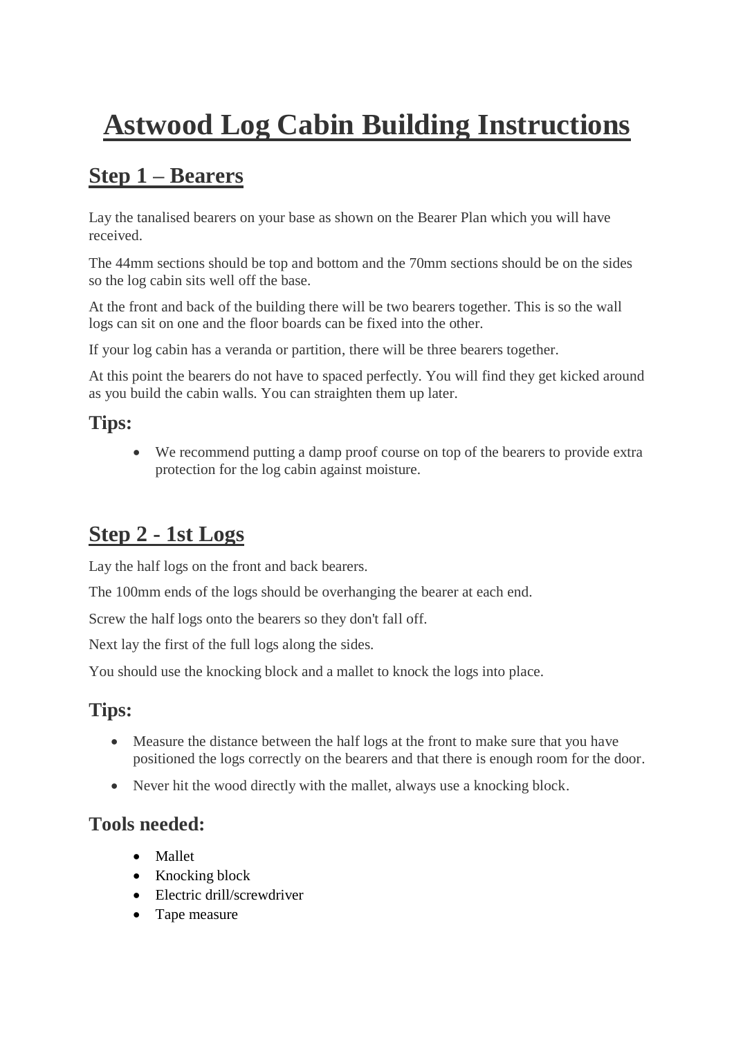# Astwood Log Cabin Building Instructions

## Step 1 – Bearers

Lay the tanalised bearers on your base as shown on the Bearer Plan which you will have received.

The 44mm sections should be top and bottom and the 70mm sections should be on the sides so the log cabin sits well off the base.

At the front and back of the building there will be two bearers together. This is so the wall logs can sit on one and the floor boards can be fixed into the other.

If your log cabin has a veranda or partition, there will be three bearers together.

At this point the bearers do not have to spaced perfectly. You will find they get kicked around as you build the cabin walls. You can straighten them up later.

### Tips:

- We recommend putting a damp proof course on top of the bearers to provide extra protection for the log cabin against moisture.

## Step 2 - 1st Logs

Lay the half logs on the front and back bearers.

The 100mm ends of the logs should be overhanging the bearer at each end.

Screw the half logs onto the bearers so they don't fall off.

Next lay the first of the full logs along the sides.

You should use the knocking block and a mallet to knock the logs into place.

### Tips:

- Measure the distance between the half logs at the front to make sure that you have positioned the logs correctly on the bearers and that there is enough room for the door.
- Never hit the wood directly with the mallet, always use a knocking block.

### Tools needed:

- Mallet
- Knocking block
- Electric drill/screwdriver
- Tape measure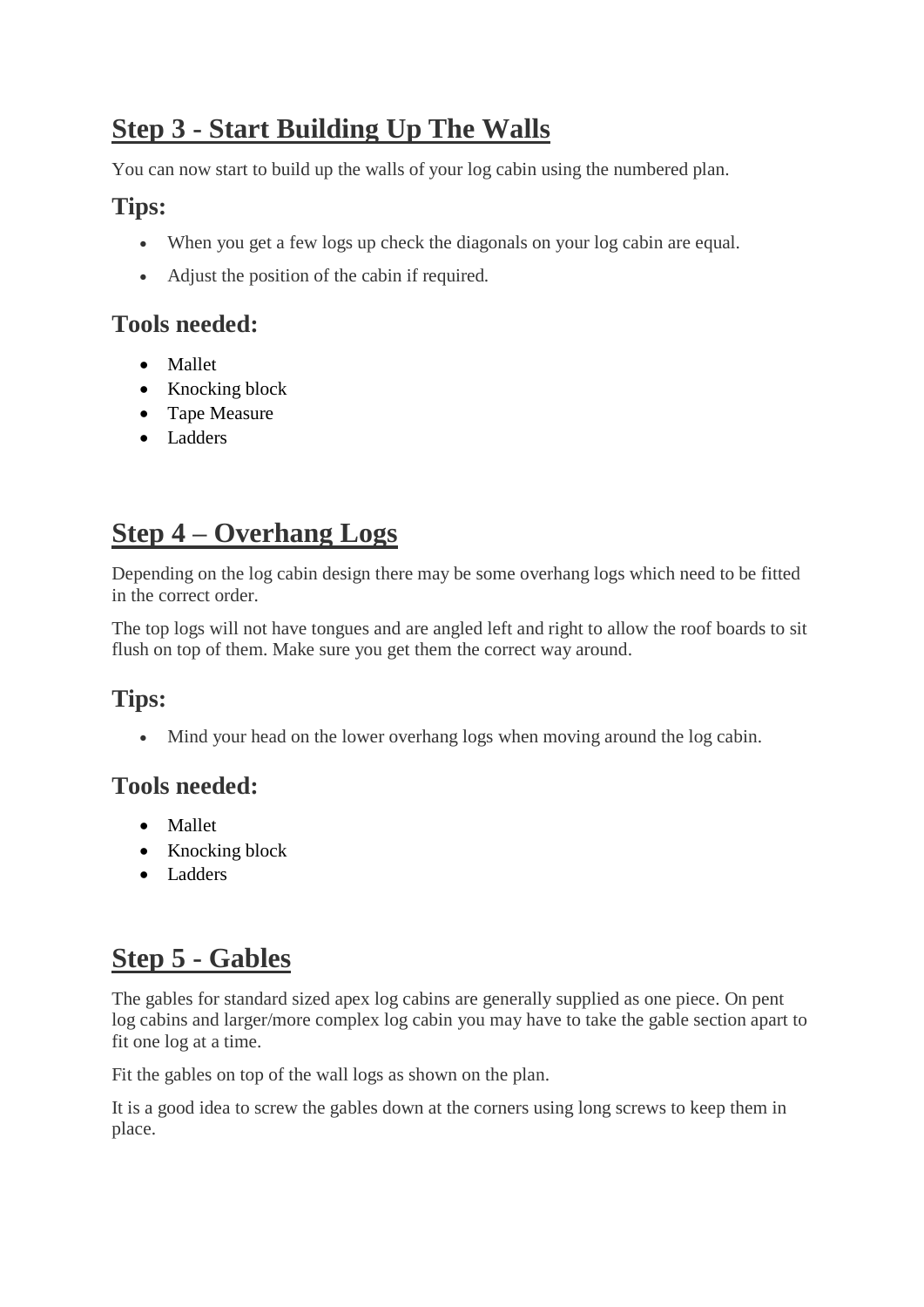## Step 3 - Start Building Up The Walls

You can now start to build up the walls of your log cabin using the numbered plan.

### Tips:

- When you get a few logs up check the diagonals on your log cabin are equal.
- Adjust the position of the cabin if required.

### Tools needed:

- Mallet
- Knocking block
- Tape Measure
- Ladders

## Step 4 – Overhang Logs

Depending on the log cabin design there may be some overhang logs which need to be fitted in the correct order.

The top logs will not have tongues and are angled left and right to allow the roof boards to sit flush on top of them. Make sure you get them the correct way around.

### Tips:

- Mind your head on the lower overhang logs when moving around the log cabin.

### Tools needed:

- Mallet
- Knocking block
- Ladders

## Step 5 - Gables

The gables for standard sized apex log cabins are generally supplied as one piece. On pent log cabins and larger/more complex log cabin you may have to take the gable section apart to fit one log at a time.

Fit the gables on top of the wall logs as shown on the plan.

It is a good idea to screw the gables down at the corners using long screws to keep them in place.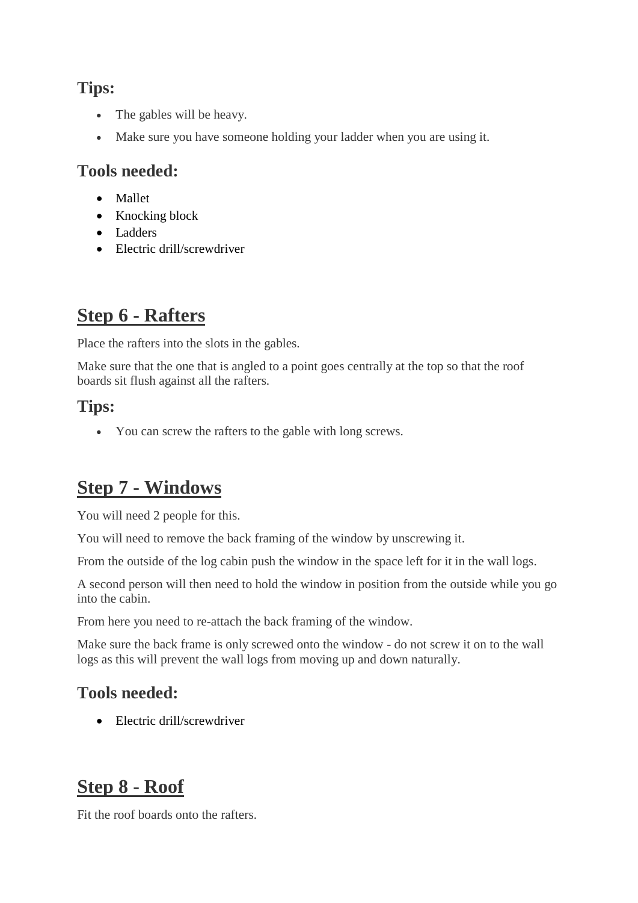### Tips:

- The gables will be heavy.
- Make sure you have someone holding your ladder when you are using it.

### Tools needed:

- Mallet
- Knocking block
- Ladders
- Electric drill/screwdriver

## Step 6 - Rafters

Place the rafters into the slots in the gables.

Make sure that the one that is angled to a point goes centrally at the top so that the roof boards sit flush against all the rafters.

### Tips:

- You can screw the rafters to the gable with long screws.

## Step 7 - Windows

You will need 2 people for this.

You will need to remove the back framing of the window by unscrewing it.

From the outside of the log cabin push the window in the space left for it in the wall logs.

A second person will then need to hold the window in position from the outside while you go into the cabin.

From here you need to re-attach the back framing of the window.

Make sure the back frame is only screwed onto the window - do not screw it on to the wall logs as this will prevent the wall logs from moving up and down naturally.

### Tools needed:

- Electric drill/screwdriver

## Step 8 - Roof

Fit the roof boards onto the rafters.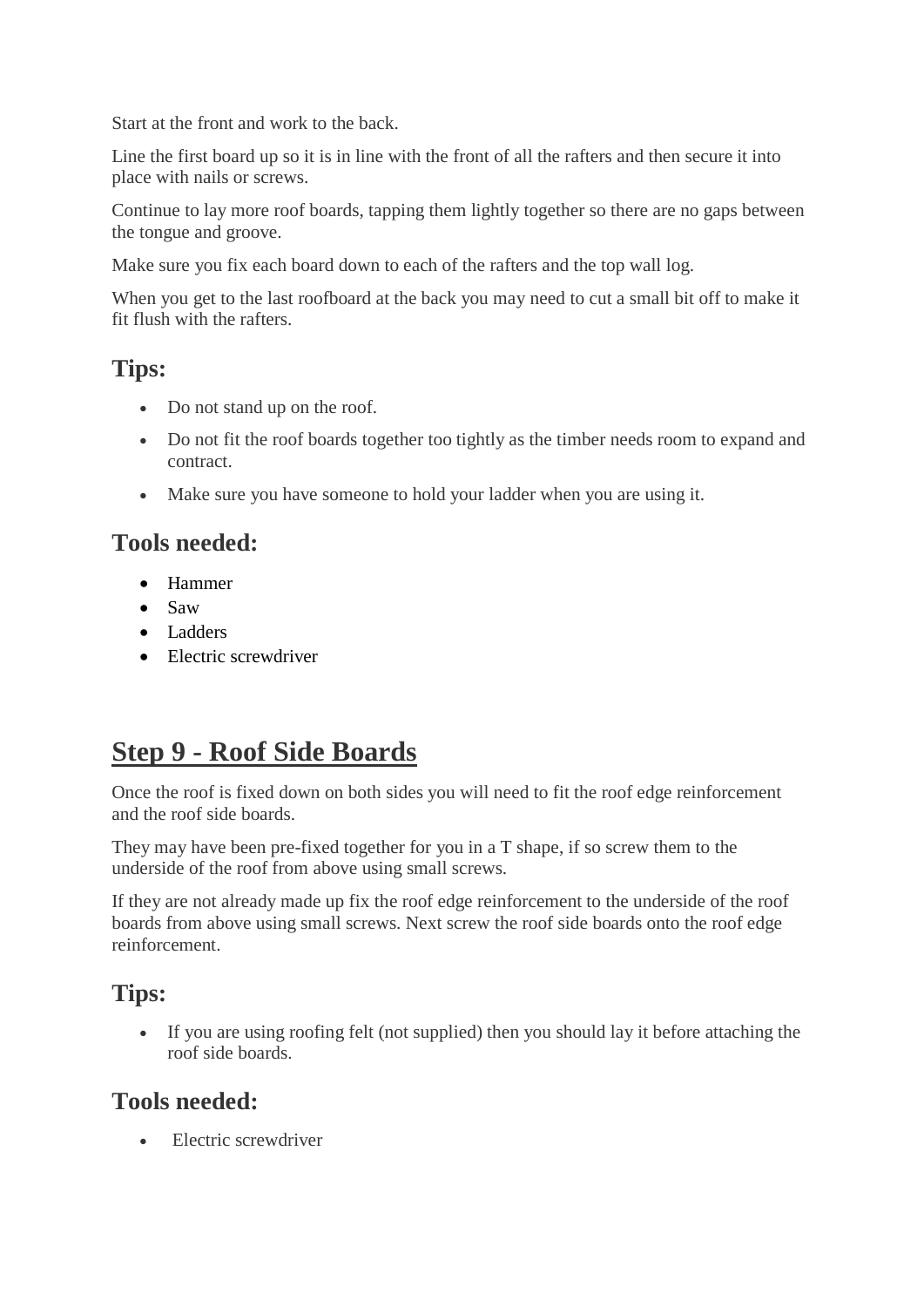Start at the front and work to the back.

Line the first board up so it is in line with the front of all the rafters and then secure it into place with nails or screws.

Continue to lay more roof boards, tapping them lightly together so there are no gaps between the tongue and groove.

Make sure you fix each board down to each of the rafters and the top wall log.

When you get to the last roofboard at the back you may need to cut a small bit off to make it fit flush with the rafters.

## Tips:

- Do not stand up on the roof.
- Do not fit the roof boards together too tightly as the timber needs room to expand and contract.
- Make sure you have someone to hold your ladder when you are using it.

## Tools needed:

- Hammer
- Saw
- Ladders
- Electric screwdriver

# Step 9 - Roof Side Boards

Once the roof is fixed down on both sides you will need to fit the roof edge reinforcement and the roof side boards.

They may have been pre-fixed together for you in a T shape, if so screw them to the underside of the roof from above using small screws.

If they are not already made up fix the roof edge reinforcement to the underside of the roof boards from above using small screws. Next screw the roof side boards onto the roof edge reinforcement.

## Tips:

- If you are using roofing felt (not supplied) then you should lay it before attaching the roof side boards.

## Tools needed:

- Electric screwdriver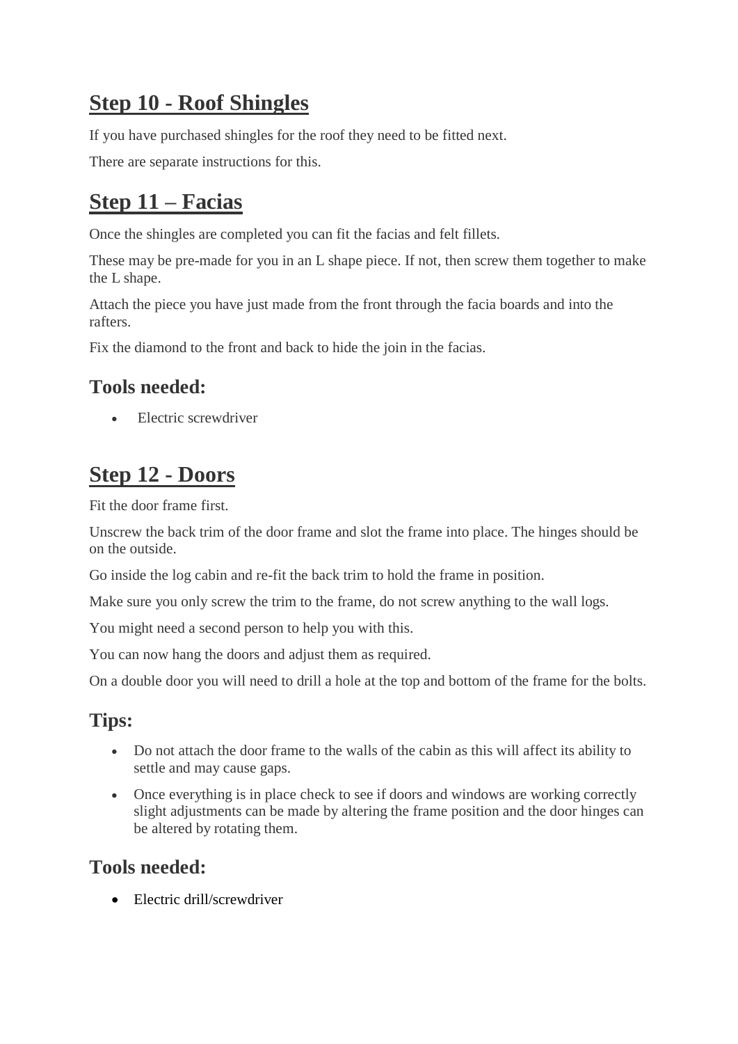## Step 10 - Roof Shingles

If you have purchased shingles for the roof they need to be fitted next.

There are separate instructions for this.

## Step 11 – Facias

Once the shingles are completed you can fit the facias and felt fillets.

These may be pre-made for you in an L shape piece. If not, then screw them together to make the L shape.

Attach the piece you have just made from the front through the facia boards and into the rafters.

Fix the diamond to the front and back to hide the join in the facias.

### Tools needed:

- Electric screwdriver

## Step 12 - Doors

Fit the door frame first.

Unscrew the back trim of the door frame and slot the frame into place. The hinges should be on the outside.

Go inside the log cabin and re-fit the back trim to hold the frame in position.

Make sure you only screw the trim to the frame, do not screw anything to the wall logs.

You might need a second person to help you with this.

You can now hang the doors and adjust them as required.

On a double door you will need to drill a hole at the top and bottom of the frame for the bolts.

### Tips:

- Do not attach the door frame to the walls of the cabin as this will affect its ability to settle and may cause gaps.
- Once everything is in place check to see if doors and windows are working correctly slight adjustments can be made by altering the frame position and the door hinges can be altered by rotating them.

### Tools needed:

- Electric drill/screwdriver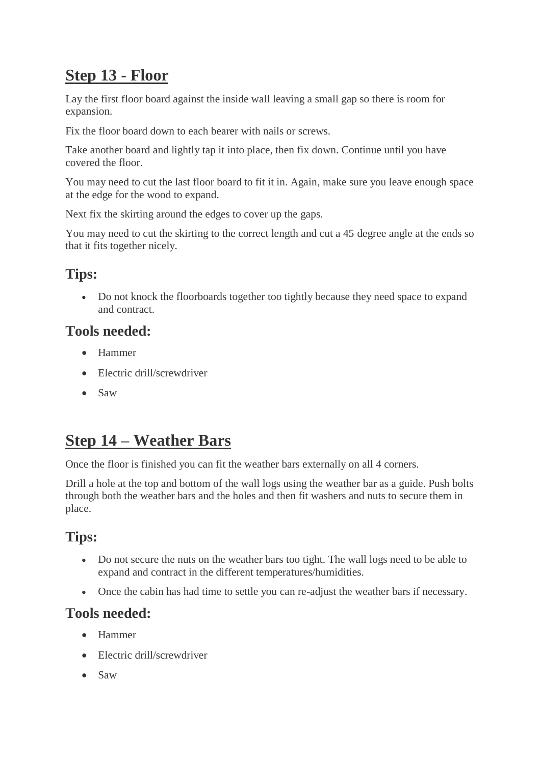## Step 13 - Floor

Lay the first floor board against the inside wall leaving a small gap so there is room for expansion.

Fix the floor board down to each bearer with nails or screws.

Take another board and lightly tap it into place, then fix down. Continue until you have covered the floor.

You may need to cut the last floor board to fit it in. Again, make sure you leave enough space at the edge for the wood to expand.

Next fix the skirting around the edges to cover up the gaps.

You may need to cut the skirting to the correct length and cut a 45 degree angle at the ends so that it fits together nicely.

### Tips:

- Do not knock the floorboards together too tightly because they need space to expand and contract.

### Tools needed:

- Hammer
- Electric drill/screwdriver
- Saw

## Step 14 – Weather Bars

Once the floor is finished you can fit the weather bars externally on all 4 corners.

Drill a hole at the top and bottom of the wall logs using the weather bar as a guide. Push bolts through both the weather bars and the holes and then fit washers and nuts to secure them in place.

### Tips:

- Do not secure the nuts on the weather bars too tight. The wall logs need to be able to expand and contract in the different temperatures/humidities.
- Once the cabin has had time to settle you can re-adjust the weather bars if necessary.

### Tools needed:

- Hammer
- Electric drill/screwdriver
- Saw